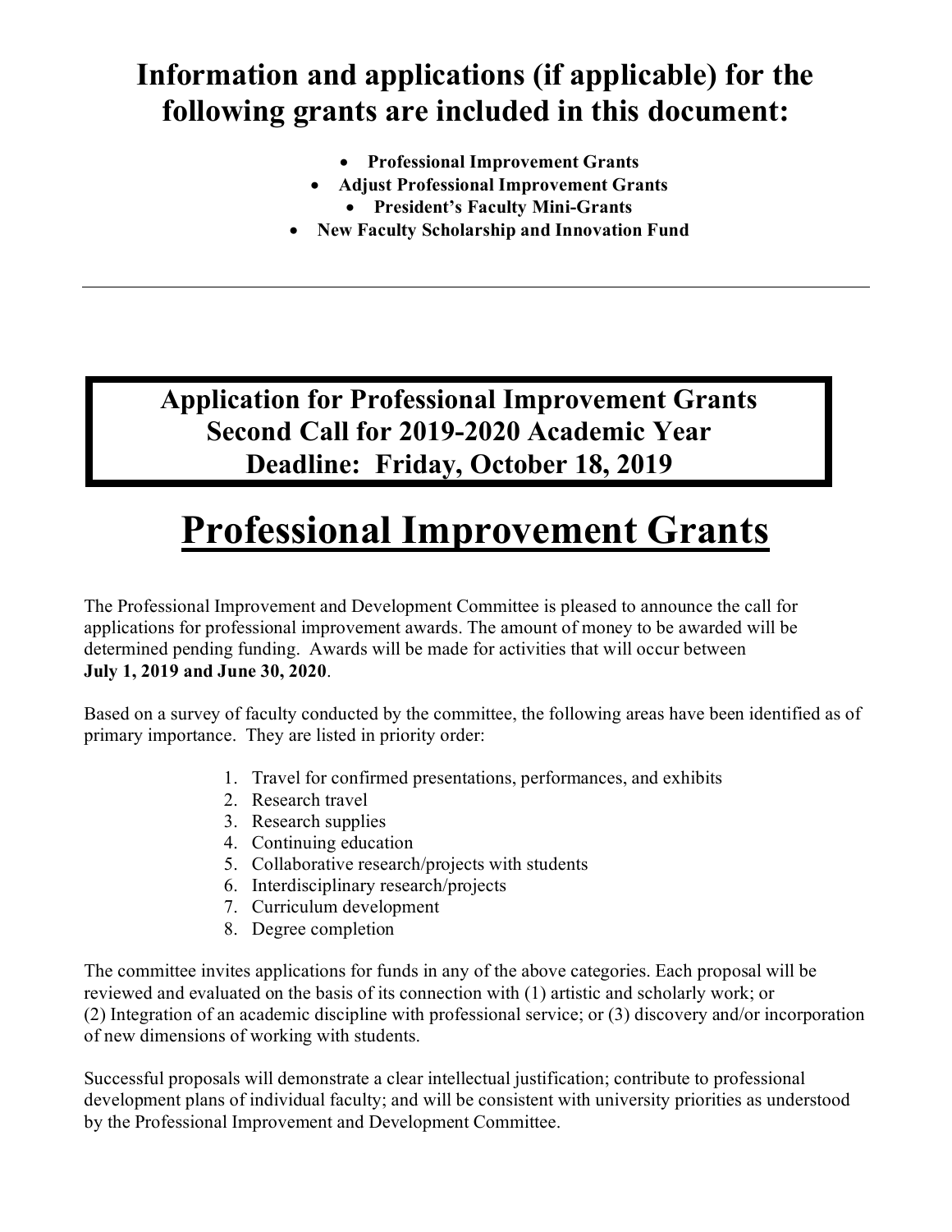## Information and applications (if applicable) for the following grants are included in this document:

- **Professional Improvement Grants**
- **Adjust Professional Improvement Grants**
- **President's Faculty Mini-Grants**
- **New Faculty Scholarship and Innovation Fund**

---

**Application for Professional Improvement Grants**
**Second Call for 2019-2020 Academic Year**
**Deadline: Friday, October 18, 2019**

# Professional Improvement Grants

The Professional Improvement and Development Committee is pleased to announce the call for applications for professional improvement awards. The amount of money to be awarded will be determined pending funding. Awards will be made for activities that will occur between **July 1, 2019 and June 30, 2020**.

Based on a survey of faculty conducted by the committee, the following areas have been identified as of primary importance. They are listed in priority order:

1. Travel for confirmed presentations, performances, and exhibits
2. Research travel
3. Research supplies
4. Continuing education
5. Collaborative research/projects with students
6. Interdisciplinary research/projects
7. Curriculum development
8. Degree completion

The committee invites applications for funds in any of the above categories. Each proposal will be reviewed and evaluated on the basis of its connection with (1) artistic and scholarly work; or (2) Integration of an academic discipline with professional service; or (3) discovery and/or incorporation of new dimensions of working with students.

Successful proposals will demonstrate a clear intellectual justification; contribute to professional development plans of individual faculty; and will be consistent with university priorities as understood by the Professional Improvement and Development Committee.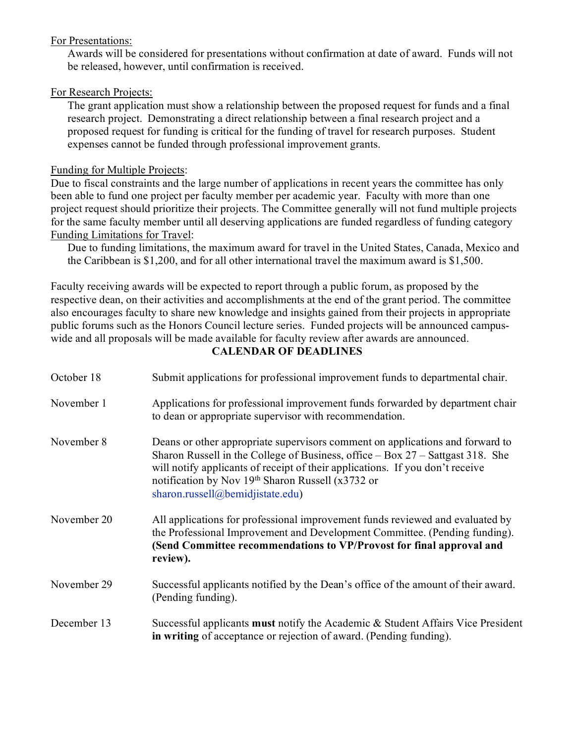For Presentations:

Awards will be considered for presentations without confirmation at date of award. Funds will not be released, however, until confirmation is received.

For Research Projects:

The grant application must show a relationship between the proposed request for funds and a final research project. Demonstrating a direct relationship between a final research project and a proposed request for funding is critical for the funding of travel for research purposes. Student expenses cannot be funded through professional improvement grants.

Funding for Multiple Projects:

Due to fiscal constraints and the large number of applications in recent years the committee has only been able to fund one project per faculty member per academic year. Faculty with more than one project request should prioritize their projects. The Committee generally will not fund multiple projects for the same faculty member until all deserving applications are funded regardless of funding category

Funding Limitations for Travel:

Due to funding limitations, the maximum award for travel in the United States, Canada, Mexico and the Caribbean is $1,200, and for all other international travel the maximum award is $1,500.

Faculty receiving awards will be expected to report through a public forum, as proposed by the respective dean, on their activities and accomplishments at the end of the grant period. The committee also encourages faculty to share new knowledge and insights gained from their projects in appropriate public forums such as the Honors Council lecture series. Funded projects will be announced campus-wide and all proposals will be made available for faculty review after awards are announced.

## CALENDAR OF DEADLINES

| | |
|---|---|
| October 18 | Submit applications for professional improvement funds to departmental chair. |
| November 1 | Applications for professional improvement funds forwarded by department chair to dean or appropriate supervisor with recommendation. |
| November 8 | Deans or other appropriate supervisors comment on applications and forward to Sharon Russell in the College of Business, office – Box 27 – Sattgast 318. She will notify applicants of receipt of their applications. If you don't receive notification by Nov 19th Sharon Russell (x3732 or sharon.russell@bemidjistate.edu) |
| November 20 | All applications for professional improvement funds reviewed and evaluated by the Professional Improvement and Development Committee. (Pending funding). **(Send Committee recommendations to VP/Provost for final approval and review).** |
| November 29 | Successful applicants notified by the Dean's office of the amount of their award. (Pending funding). |
| December 13 | Successful applicants **must** notify the Academic & Student Affairs Vice President **in writing** of acceptance or rejection of award. (Pending funding). |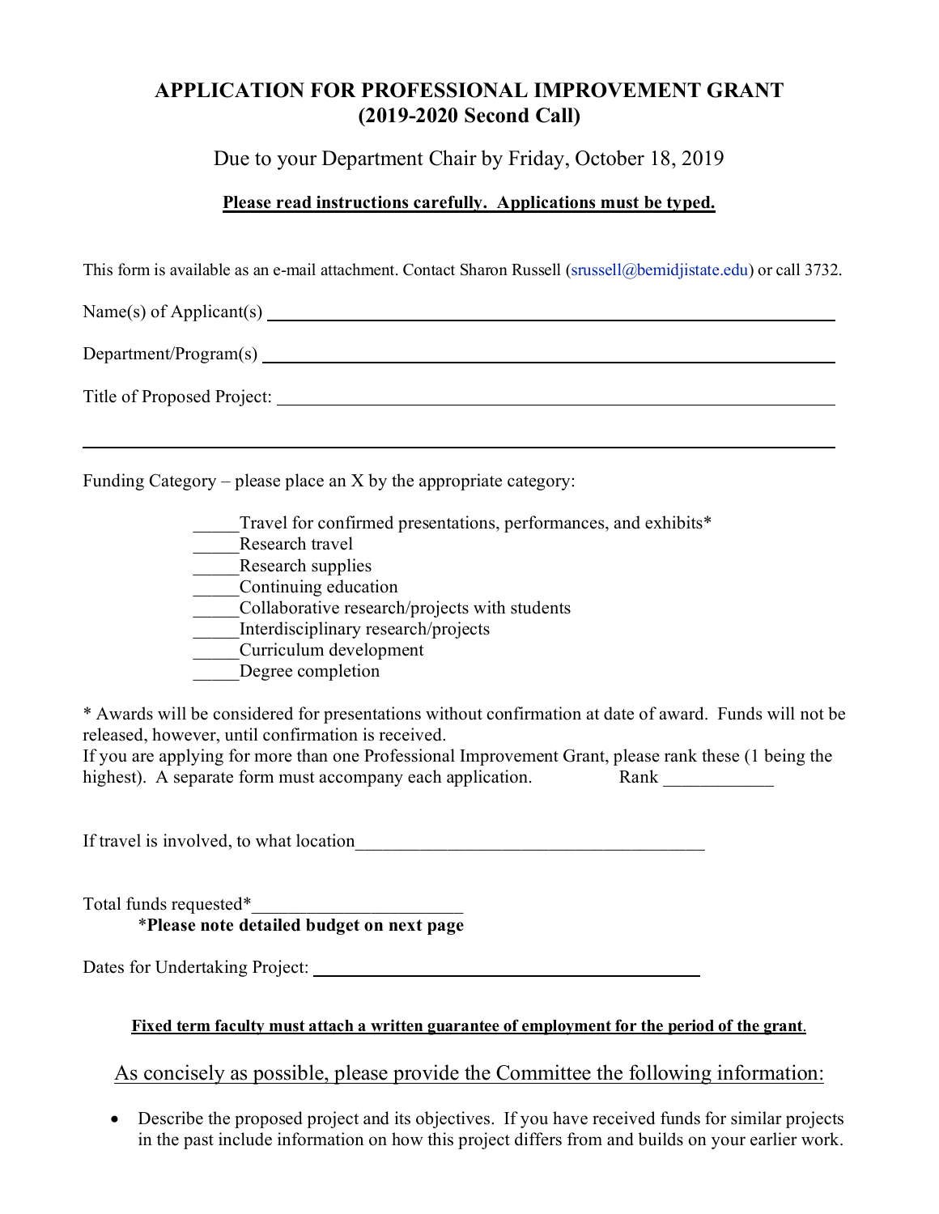# APPLICATION FOR PROFESSIONAL IMPROVEMENT GRANT
# (2019-2020 Second Call)

Due to your Department Chair by Friday, October 18, 2019

**Please read instructions carefully. Applications must be typed.**

This form is available as an e-mail attachment. Contact Sharon Russell (srussell@bemidjistate.edu) or call 3732.

Name(s) of Applicant(s) ______________________________________________

Department/Program(s) ______________________________________________

Title of Proposed Project: ______________________________________________

______________________________________________

Funding Category – please place an X by the appropriate category:

_____Travel for confirmed presentations, performances, and exhibits*
_____Research travel
_____Research supplies
_____Continuing education
_____Collaborative research/projects with students
_____Interdisciplinary research/projects
_____Curriculum development
_____Degree completion

* Awards will be considered for presentations without confirmation at date of award. Funds will not be released, however, until confirmation is received.
If you are applying for more than one Professional Improvement Grant, please rank these (1 being the highest). A separate form must accompany each application. Rank ____________

If travel is involved, to what location_______________________________________

Total funds requested*______________________
*__Please note detailed budget on next page__

Dates for Undertaking Project: ______________________________________________

**Fixed term faculty must attach a written guarantee of employment for the period of the grant**.

As concisely as possible, please provide the Committee the following information:

- Describe the proposed project and its objectives. If you have received funds for similar projects in the past include information on how this project differs from and builds on your earlier work.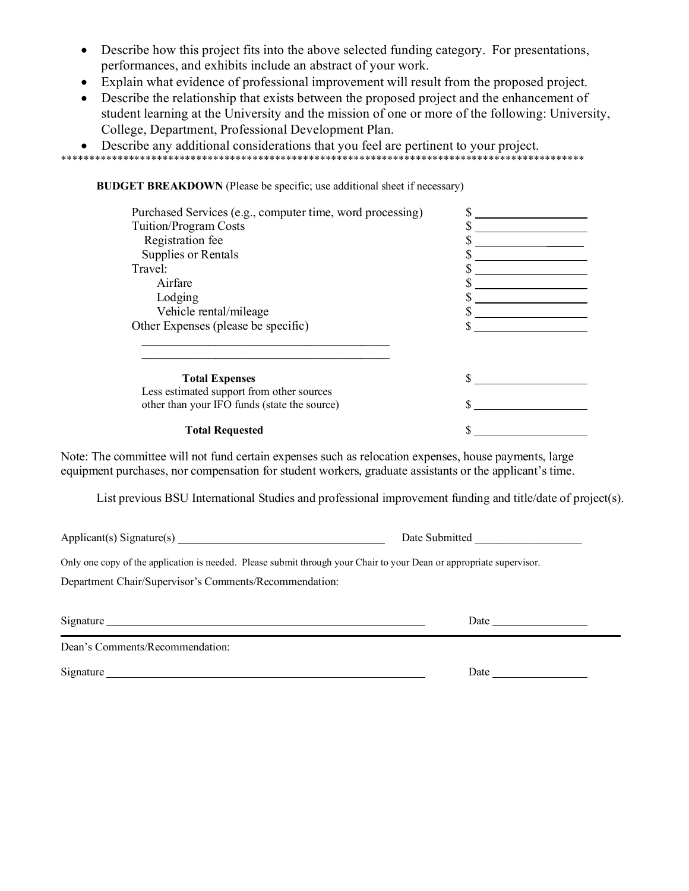- Describe how this project fits into the above selected funding category. For presentations, performances, and exhibits include an abstract of your work.
- Explain what evidence of professional improvement will result from the proposed project.
- Describe the relationship that exists between the proposed project and the enhancement of student learning at the University and the mission of one or more of the following: University, College, Department, Professional Development Plan.
- Describe any additional considerations that you feel are pertinent to your project.

***************************************************************************************************

**BUDGET BREAKDOWN** (Please be specific; use additional sheet if necessary)

| | |
|---|---|
| Purchased Services (e.g., computer time, word processing) | $ ________________ |
| Tuition/Program Costs | $ ________________ |
| Registration fee | $ ________________ |
| Supplies or Rentals | $ ________________ |
| Travel: | $ ________________ |
| Airfare | $ ________________ |
| Lodging | $ ________________ |
| Vehicle rental/mileage | $ ________________ |
| Other Expenses (please be specific) | $ ________________ |
| ________________________________________ | |
| ________________________________________ | |
| **Total Expenses** | $ ________________ |
| Less estimated support from other sources other than your IFO funds (state the source) | $ ________________ |
| **Total Requested** | $ ________________ |

Note: The committee will not fund certain expenses such as relocation expenses, house payments, large equipment purchases, nor compensation for student workers, graduate assistants or the applicant's time.

List previous BSU International Studies and professional improvement funding and title/date of project(s).

Applicant(s) Signature(s) ________________________________ Date Submitted ________________

Only one copy of the application is needed. Please submit through your Chair to your Dean or appropriate supervisor.

Department Chair/Supervisor's Comments/Recommendation:

Signature ________________________________________________ Date ______________

---

Dean's Comments/Recommendation:

Signature ________________________________________________ Date ______________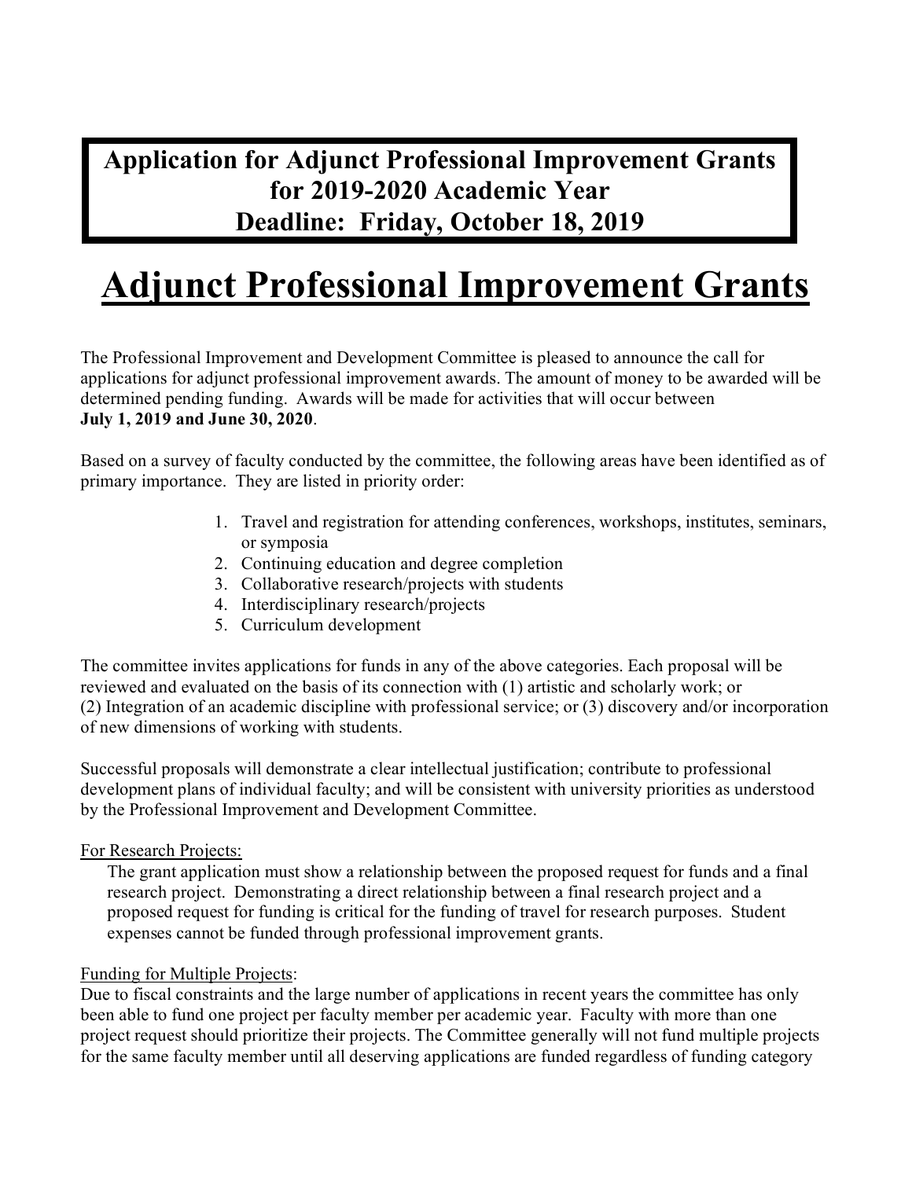**Application for Adjunct Professional Improvement Grants for 2019-2020 Academic Year**
**Deadline: Friday, October 18, 2019**

# Adjunct Professional Improvement Grants

The Professional Improvement and Development Committee is pleased to announce the call for applications for adjunct professional improvement awards. The amount of money to be awarded will be determined pending funding. Awards will be made for activities that will occur between **July 1, 2019 and June 30, 2020**.

Based on a survey of faculty conducted by the committee, the following areas have been identified as of primary importance. They are listed in priority order:

1. Travel and registration for attending conferences, workshops, institutes, seminars, or symposia
2. Continuing education and degree completion
3. Collaborative research/projects with students
4. Interdisciplinary research/projects
5. Curriculum development

The committee invites applications for funds in any of the above categories. Each proposal will be reviewed and evaluated on the basis of its connection with (1) artistic and scholarly work; or (2) Integration of an academic discipline with professional service; or (3) discovery and/or incorporation of new dimensions of working with students.

Successful proposals will demonstrate a clear intellectual justification; contribute to professional development plans of individual faculty; and will be consistent with university priorities as understood by the Professional Improvement and Development Committee.

For Research Projects:

The grant application must show a relationship between the proposed request for funds and a final research project. Demonstrating a direct relationship between a final research project and a proposed request for funding is critical for the funding of travel for research purposes. Student expenses cannot be funded through professional improvement grants.

Funding for Multiple Projects:

Due to fiscal constraints and the large number of applications in recent years the committee has only been able to fund one project per faculty member per academic year. Faculty with more than one project request should prioritize their projects. The Committee generally will not fund multiple projects for the same faculty member until all deserving applications are funded regardless of funding category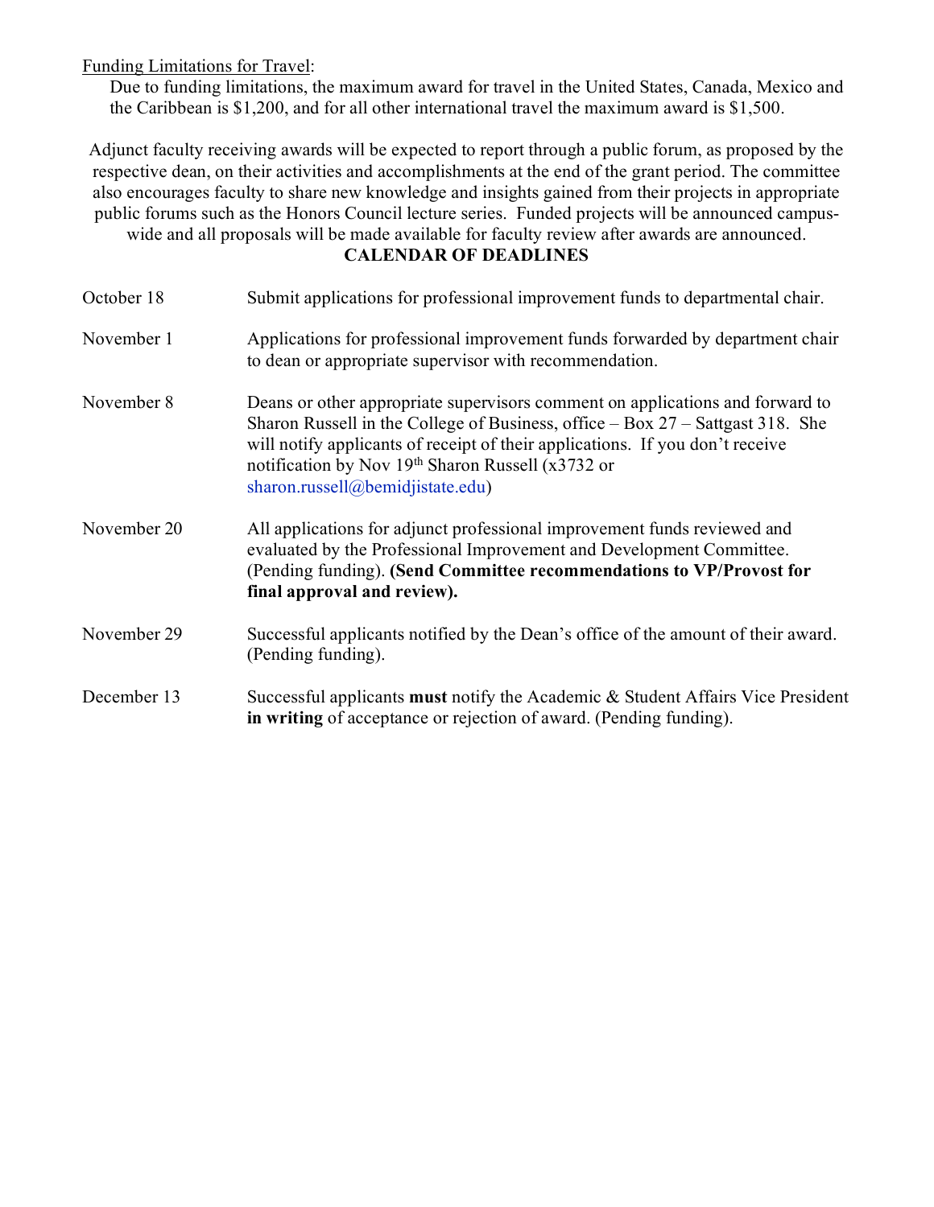Funding Limitations for Travel:

Due to funding limitations, the maximum award for travel in the United States, Canada, Mexico and the Caribbean is $1,200, and for all other international travel the maximum award is $1,500.

Adjunct faculty receiving awards will be expected to report through a public forum, as proposed by the respective dean, on their activities and accomplishments at the end of the grant period. The committee also encourages faculty to share new knowledge and insights gained from their projects in appropriate public forums such as the Honors Council lecture series. Funded projects will be announced campus-wide and all proposals will be made available for faculty review after awards are announced.

## CALENDAR OF DEADLINES

| | |
|---|---|
| October 18 | Submit applications for professional improvement funds to departmental chair. |
| November 1 | Applications for professional improvement funds forwarded by department chair to dean or appropriate supervisor with recommendation. |
| November 8 | Deans or other appropriate supervisors comment on applications and forward to Sharon Russell in the College of Business, office – Box 27 – Sattgast 318. She will notify applicants of receipt of their applications. If you don't receive notification by Nov 19th Sharon Russell (x3732 or sharon.russell@bemidjistate.edu) |
| November 20 | All applications for adjunct professional improvement funds reviewed and evaluated by the Professional Improvement and Development Committee. (Pending funding). **(Send Committee recommendations to VP/Provost for final approval and review).** |
| November 29 | Successful applicants notified by the Dean's office of the amount of their award. (Pending funding). |
| December 13 | Successful applicants **must** notify the Academic & Student Affairs Vice President **in writing** of acceptance or rejection of award. (Pending funding). |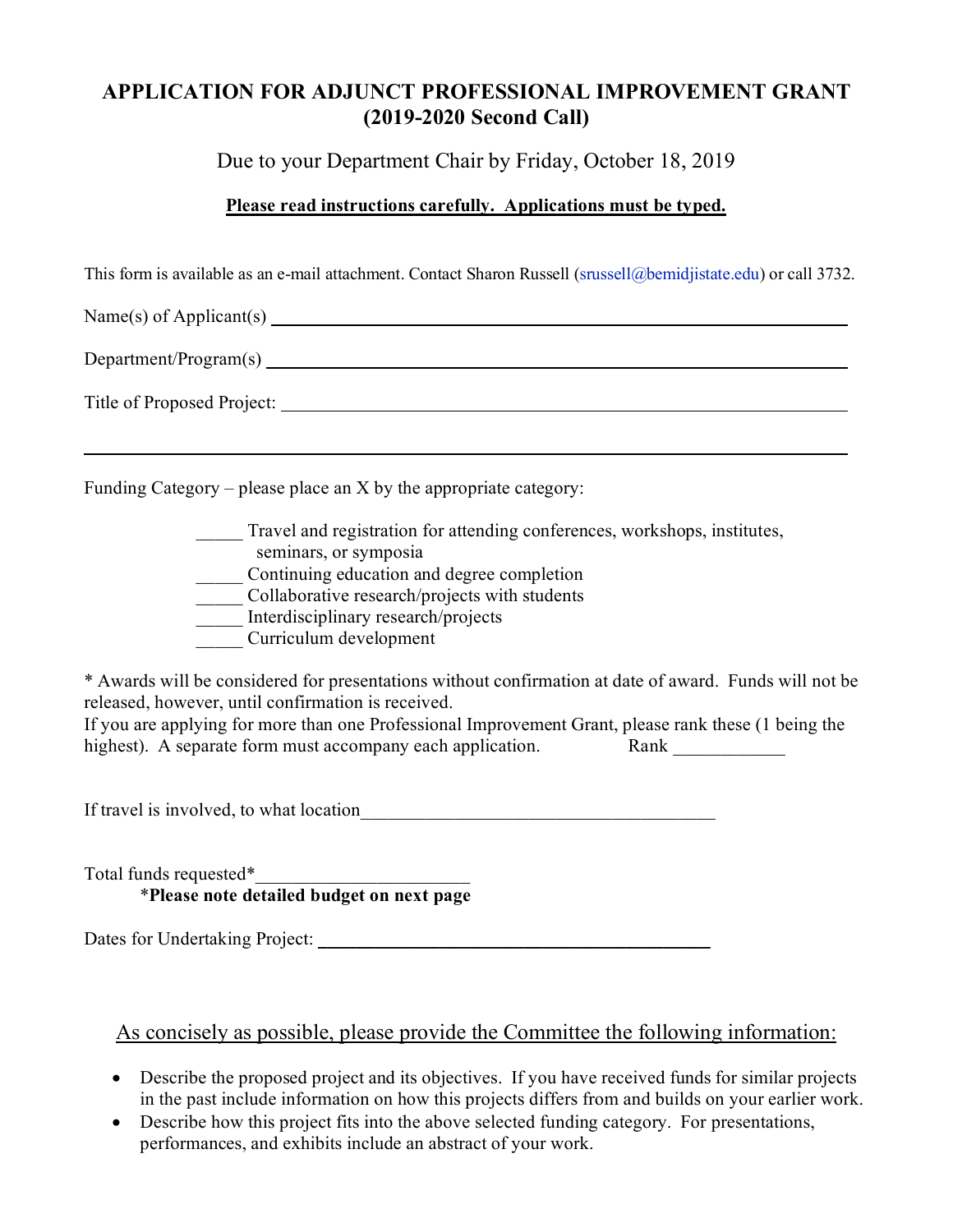# APPLICATION FOR ADJUNCT PROFESSIONAL IMPROVEMENT GRANT (2019-2020 Second Call)

Due to your Department Chair by Friday, October 18, 2019

**Please read instructions carefully. Applications must be typed.**

This form is available as an e-mail attachment. Contact Sharon Russell (srussell@bemidjistate.edu) or call 3732.

Name(s) of Applicant(s) ____________________________________________

Department/Program(s) ____________________________________________

Title of Proposed Project: ____________________________________________

____________________________________________________________

Funding Category – please place an X by the appropriate category:

_____ Travel and registration for attending conferences, workshops, institutes, seminars, or symposia
_____ Continuing education and degree completion
_____ Collaborative research/projects with students
_____ Interdisciplinary research/projects
_____ Curriculum development

* Awards will be considered for presentations without confirmation at date of award. Funds will not be released, however, until confirmation is received.
If you are applying for more than one Professional Improvement Grant, please rank these (1 being the highest). A separate form must accompany each application. Rank ____________

If travel is involved, to what location______________________________________

Total funds requested*______________________
*__Please note detailed budget on next page__

Dates for Undertaking Project: ____________________________________________

As concisely as possible, please provide the Committee the following information:

- Describe the proposed project and its objectives. If you have received funds for similar projects in the past include information on how this projects differs from and builds on your earlier work.
- Describe how this project fits into the above selected funding category. For presentations, performances, and exhibits include an abstract of your work.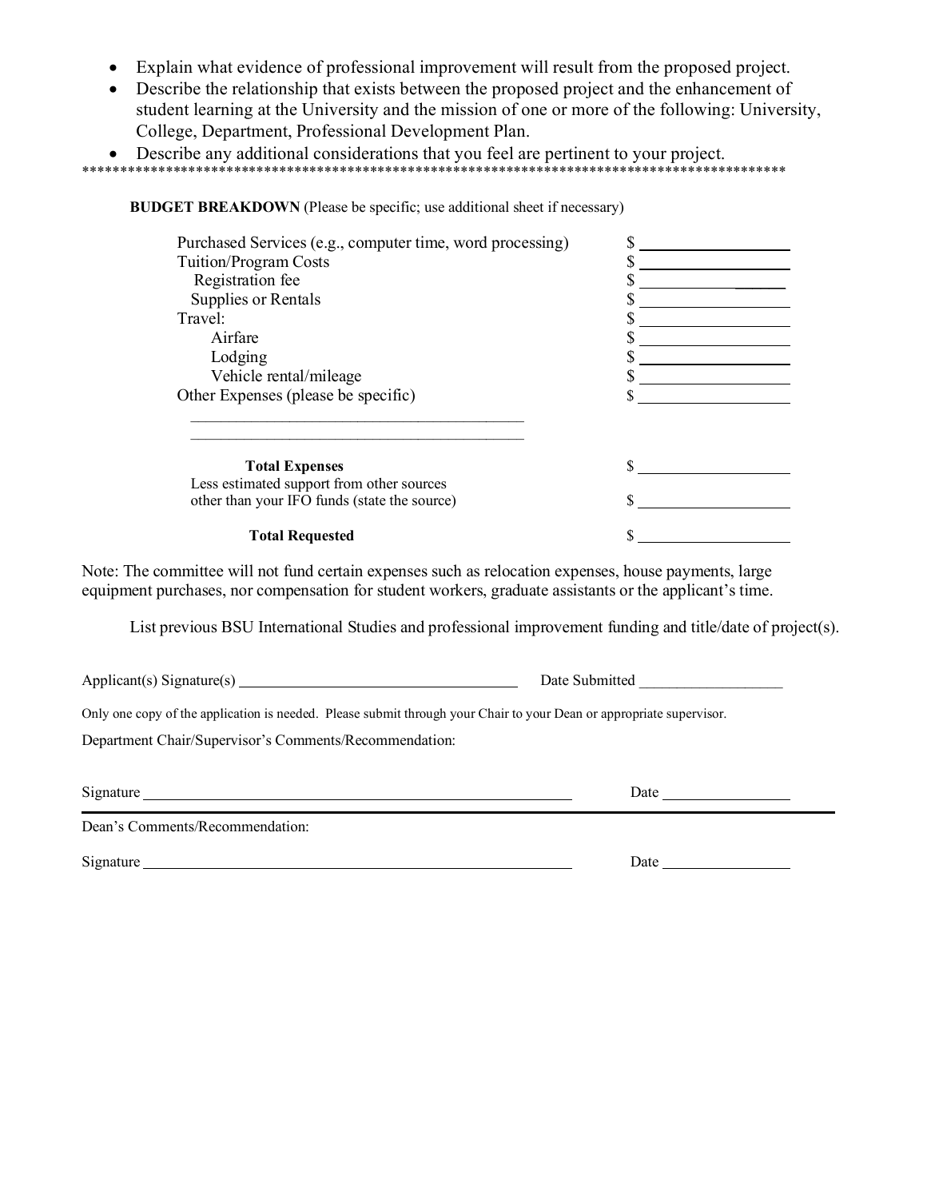- Explain what evidence of professional improvement will result from the proposed project.
- Describe the relationship that exists between the proposed project and the enhancement of student learning at the University and the mission of one or more of the following: University, College, Department, Professional Development Plan.
- Describe any additional considerations that you feel are pertinent to your project.

*****************************************************************************************************

**BUDGET BREAKDOWN** (Please be specific; use additional sheet if necessary)

| | |
|---|---|
| Purchased Services (e.g., computer time, word processing) | $ __________ |
| Tuition/Program Costs | $ __________ |
| Registration fee | $ __________ |
| Supplies or Rentals | $ __________ |
| Travel: | $ __________ |
| Airfare | $ __________ |
| Lodging | $ __________ |
| Vehicle rental/mileage | $ __________ |
| Other Expenses (please be specific) | $ __________ |
| ______________________________ | |
| ______________________________ | |
| **Total Expenses** | $ __________ |
| Less estimated support from other sources other than your IFO funds (state the source) | $ __________ |
| **Total Requested** | $ __________ |

Note: The committee will not fund certain expenses such as relocation expenses, house payments, large equipment purchases, nor compensation for student workers, graduate assistants or the applicant's time.

List previous BSU International Studies and professional improvement funding and title/date of project(s).

Applicant(s) Signature(s) ______________________________ Date Submitted ________________

Only one copy of the application is needed. Please submit through your Chair to your Dean or appropriate supervisor.

Department Chair/Supervisor's Comments/Recommendation:

Signature ______________________________________________ Date ______________

---

Dean's Comments/Recommendation:

Signature ______________________________________________ Date ______________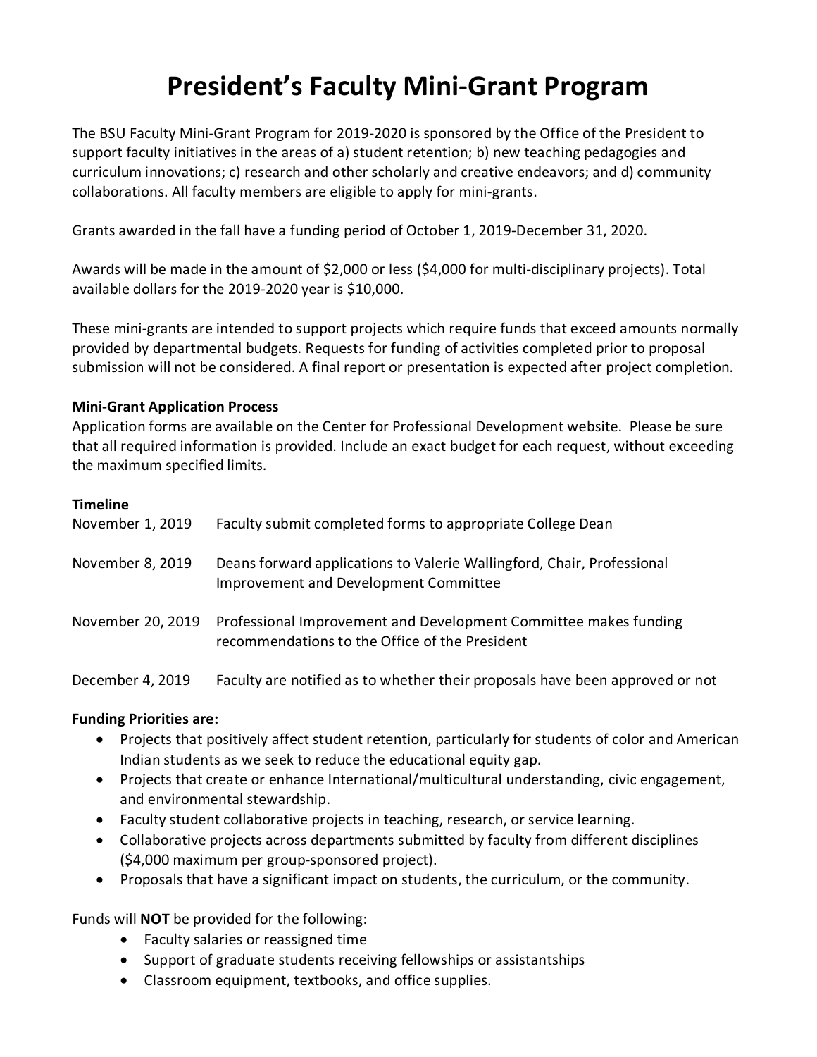# President's Faculty Mini-Grant Program

The BSU Faculty Mini-Grant Program for 2019-2020 is sponsored by the Office of the President to support faculty initiatives in the areas of a) student retention; b) new teaching pedagogies and curriculum innovations; c) research and other scholarly and creative endeavors; and d) community collaborations. All faculty members are eligible to apply for mini-grants.

Grants awarded in the fall have a funding period of October 1, 2019-December 31, 2020.

Awards will be made in the amount of $2,000 or less ($4,000 for multi-disciplinary projects). Total available dollars for the 2019-2020 year is $10,000.

These mini-grants are intended to support projects which require funds that exceed amounts normally provided by departmental budgets. Requests for funding of activities completed prior to proposal submission will not be considered. A final report or presentation is expected after project completion.

**Mini-Grant Application Process**

Application forms are available on the Center for Professional Development website. Please be sure that all required information is provided. Include an exact budget for each request, without exceeding the maximum specified limits.

**Timeline**

| | |
|---|---|
| November 1, 2019 | Faculty submit completed forms to appropriate College Dean |
| November 8, 2019 | Deans forward applications to Valerie Wallingford, Chair, Professional Improvement and Development Committee |
| November 20, 2019 | Professional Improvement and Development Committee makes funding recommendations to the Office of the President |
| December 4, 2019 | Faculty are notified as to whether their proposals have been approved or not |

**Funding Priorities are:**

- Projects that positively affect student retention, particularly for students of color and American Indian students as we seek to reduce the educational equity gap.
- Projects that create or enhance International/multicultural understanding, civic engagement, and environmental stewardship.
- Faculty student collaborative projects in teaching, research, or service learning.
- Collaborative projects across departments submitted by faculty from different disciplines ($4,000 maximum per group-sponsored project).
- Proposals that have a significant impact on students, the curriculum, or the community.

Funds will **NOT** be provided for the following:

- Faculty salaries or reassigned time
- Support of graduate students receiving fellowships or assistantships
- Classroom equipment, textbooks, and office supplies.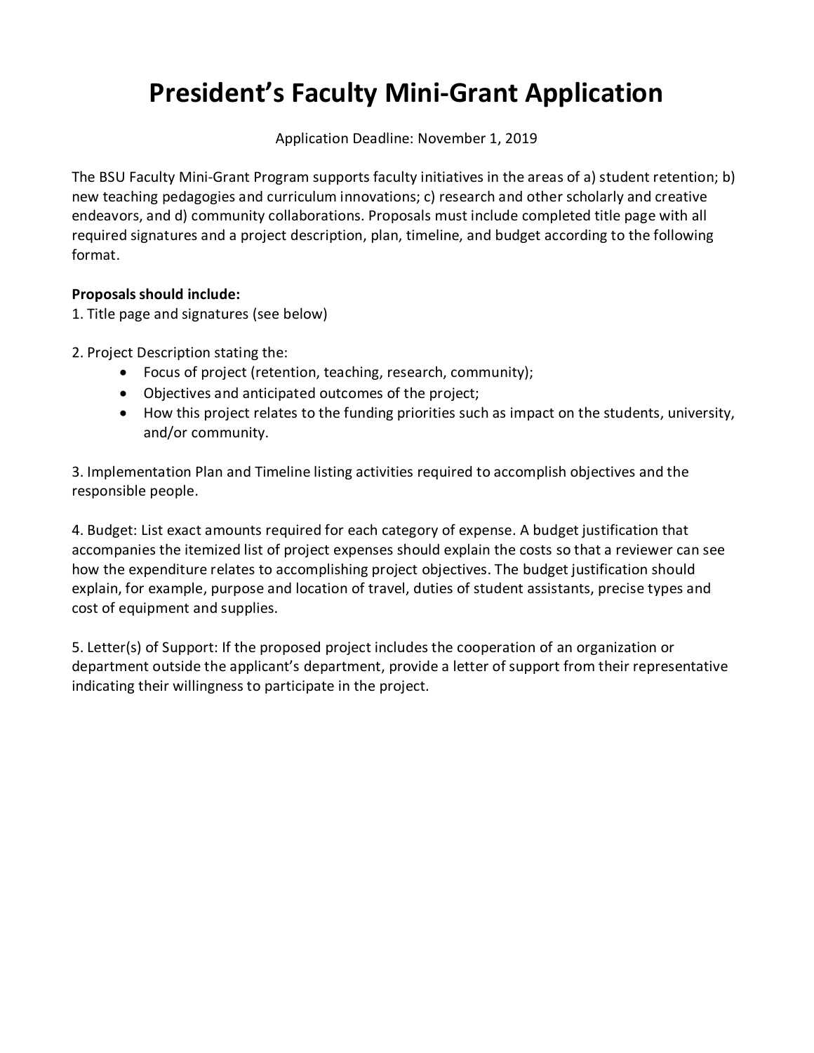# President's Faculty Mini-Grant Application

Application Deadline: November 1, 2019

The BSU Faculty Mini-Grant Program supports faculty initiatives in the areas of a) student retention; b) new teaching pedagogies and curriculum innovations; c) research and other scholarly and creative endeavors, and d) community collaborations. Proposals must include completed title page with all required signatures and a project description, plan, timeline, and budget according to the following format.

**Proposals should include:**

1. Title page and signatures (see below)

2. Project Description stating the:
   - Focus of project (retention, teaching, research, community);
   - Objectives and anticipated outcomes of the project;
   - How this project relates to the funding priorities such as impact on the students, university, and/or community.

3. Implementation Plan and Timeline listing activities required to accomplish objectives and the responsible people.

4. Budget: List exact amounts required for each category of expense. A budget justification that accompanies the itemized list of project expenses should explain the costs so that a reviewer can see how the expenditure relates to accomplishing project objectives. The budget justification should explain, for example, purpose and location of travel, duties of student assistants, precise types and cost of equipment and supplies.

5. Letter(s) of Support: If the proposed project includes the cooperation of an organization or department outside the applicant's department, provide a letter of support from their representative indicating their willingness to participate in the project.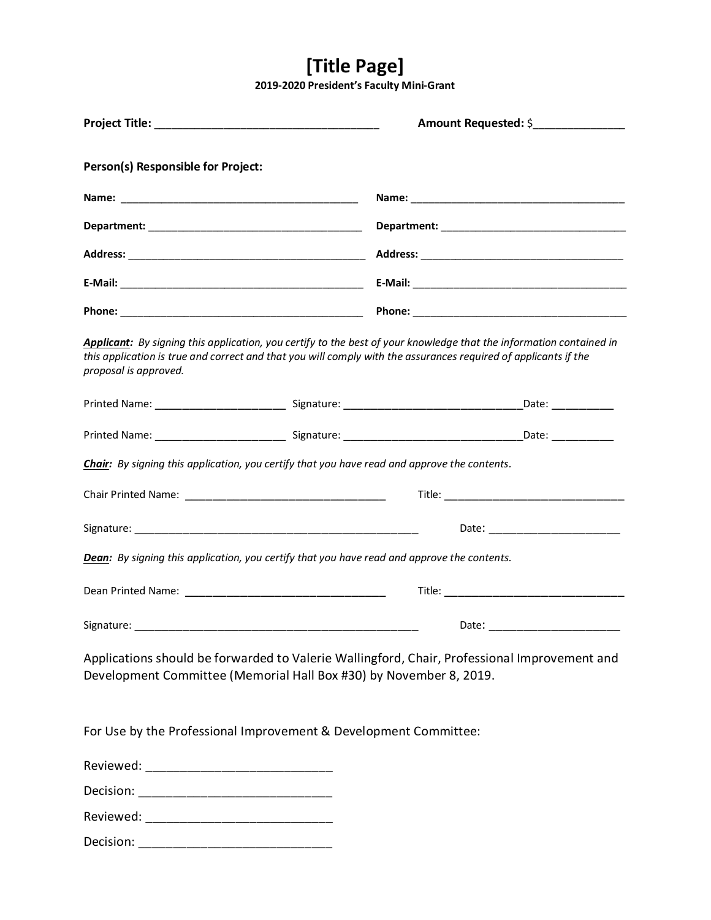# [Title Page]

**2019-2020 President's Faculty Mini-Grant**

**Project Title:** ___________________________________ **Amount Requested:** $______________

**Person(s) Responsible for Project:**

| | |
|---|---|
| **Name:** ________________________________________ | **Name:** ____________________________________ |
| **Department:** ___________________________________ | **Department:** ________________________________ |
| **Address:** ______________________________________ | **Address:** ___________________________________ |
| **E-Mail:** _______________________________________ | **E-Mail:** ____________________________________ |
| **Phone:** _______________________________________ | **Phone:** _____________________________________ |

***Applicant:*** *By signing this application, you certify to the best of your knowledge that the information contained in this application is true and correct and that you will comply with the assurances required of applicants if the proposal is approved.*

Printed Name: _____________________ Signature: ______________________________Date: __________

Printed Name: _____________________ Signature: ______________________________Date: __________

***Chair:*** *By signing this application, you certify that you have read and approve the contents.*

Chair Printed Name: _________________________________ Title: ______________________________

Signature: ________________________________________________ Date: _____________________

***Dean:*** *By signing this application, you certify that you have read and approve the contents.*

Dean Printed Name: _________________________________ Title: ______________________________

Signature: ________________________________________________ Date: _____________________

Applications should be forwarded to Valerie Wallingford, Chair, Professional Improvement and Development Committee (Memorial Hall Box #30) by November 8, 2019.

For Use by the Professional Improvement & Development Committee:

Reviewed: ___________________________

Decision: ___________________________

Reviewed: ___________________________

Decision: ___________________________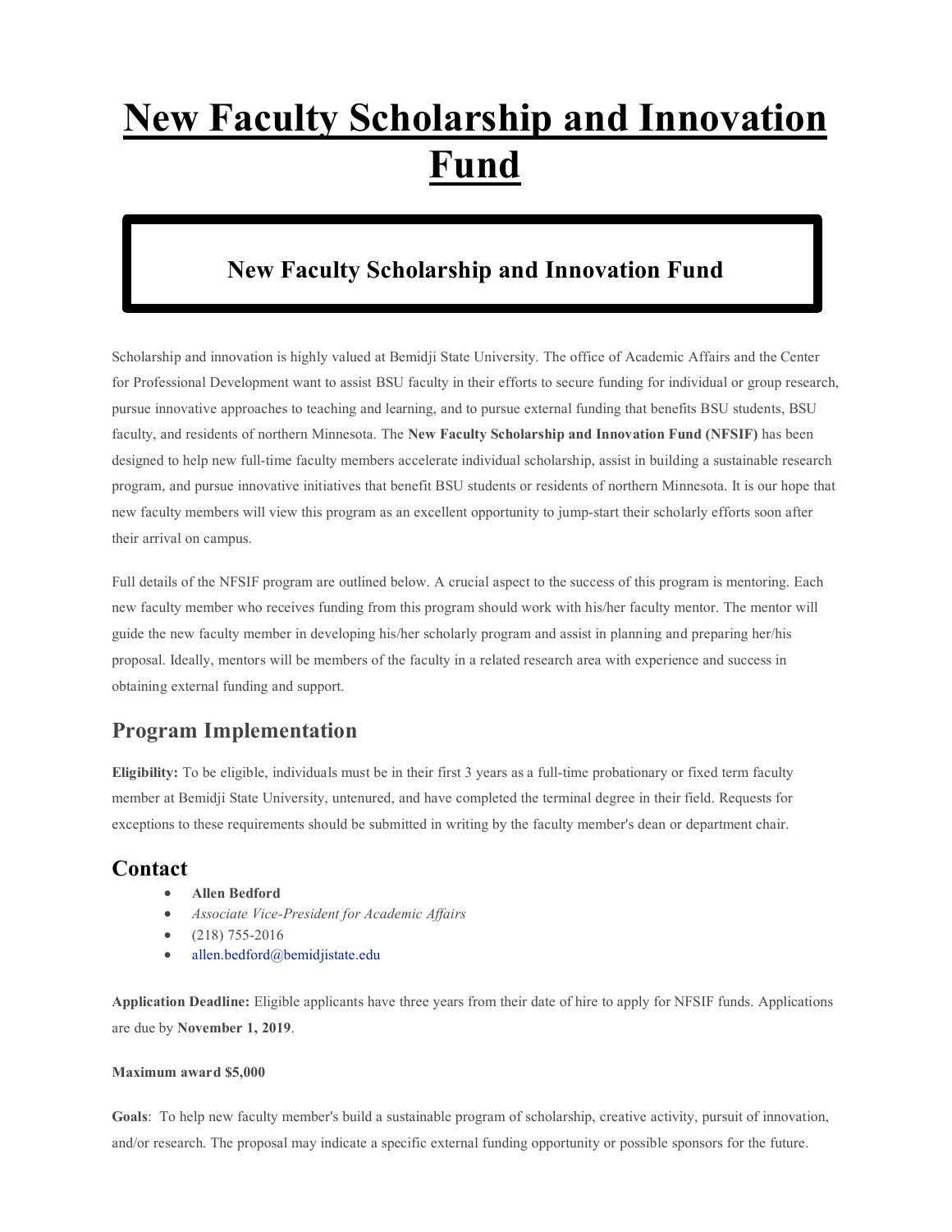# New Faculty Scholarship and Innovation Fund

## New Faculty Scholarship and Innovation Fund

Scholarship and innovation is highly valued at Bemidji State University. The office of Academic Affairs and the Center for Professional Development want to assist BSU faculty in their efforts to secure funding for individual or group research, pursue innovative approaches to teaching and learning, and to pursue external funding that benefits BSU students, BSU faculty, and residents of northern Minnesota. The **New Faculty Scholarship and Innovation Fund (NFSIF)** has been designed to help new full-time faculty members accelerate individual scholarship, assist in building a sustainable research program, and pursue innovative initiatives that benefit BSU students or residents of northern Minnesota. It is our hope that new faculty members will view this program as an excellent opportunity to jump-start their scholarly efforts soon after their arrival on campus.

Full details of the NFSIF program are outlined below. A crucial aspect to the success of this program is mentoring. Each new faculty member who receives funding from this program should work with his/her faculty mentor. The mentor will guide the new faculty member in developing his/her scholarly program and assist in planning and preparing her/his proposal. Ideally, mentors will be members of the faculty in a related research area with experience and success in obtaining external funding and support.

## Program Implementation

**Eligibility:** To be eligible, individuals must be in their first 3 years as a full-time probationary or fixed term faculty member at Bemidji State University, untenured, and have completed the terminal degree in their field. Requests for exceptions to these requirements should be submitted in writing by the faculty member's dean or department chair.

## Contact

- **Allen Bedford**
- *Associate Vice-President for Academic Affairs*
- (218) 755-2016
- allen.bedford@bemidjistate.edu

**Application Deadline:** Eligible applicants have three years from their date of hire to apply for NFSIF funds. Applications are due by **November 1, 2019**.

**Maximum award $5,000**

**Goals**: To help new faculty member's build a sustainable program of scholarship, creative activity, pursuit of innovation, and/or research. The proposal may indicate a specific external funding opportunity or possible sponsors for the future.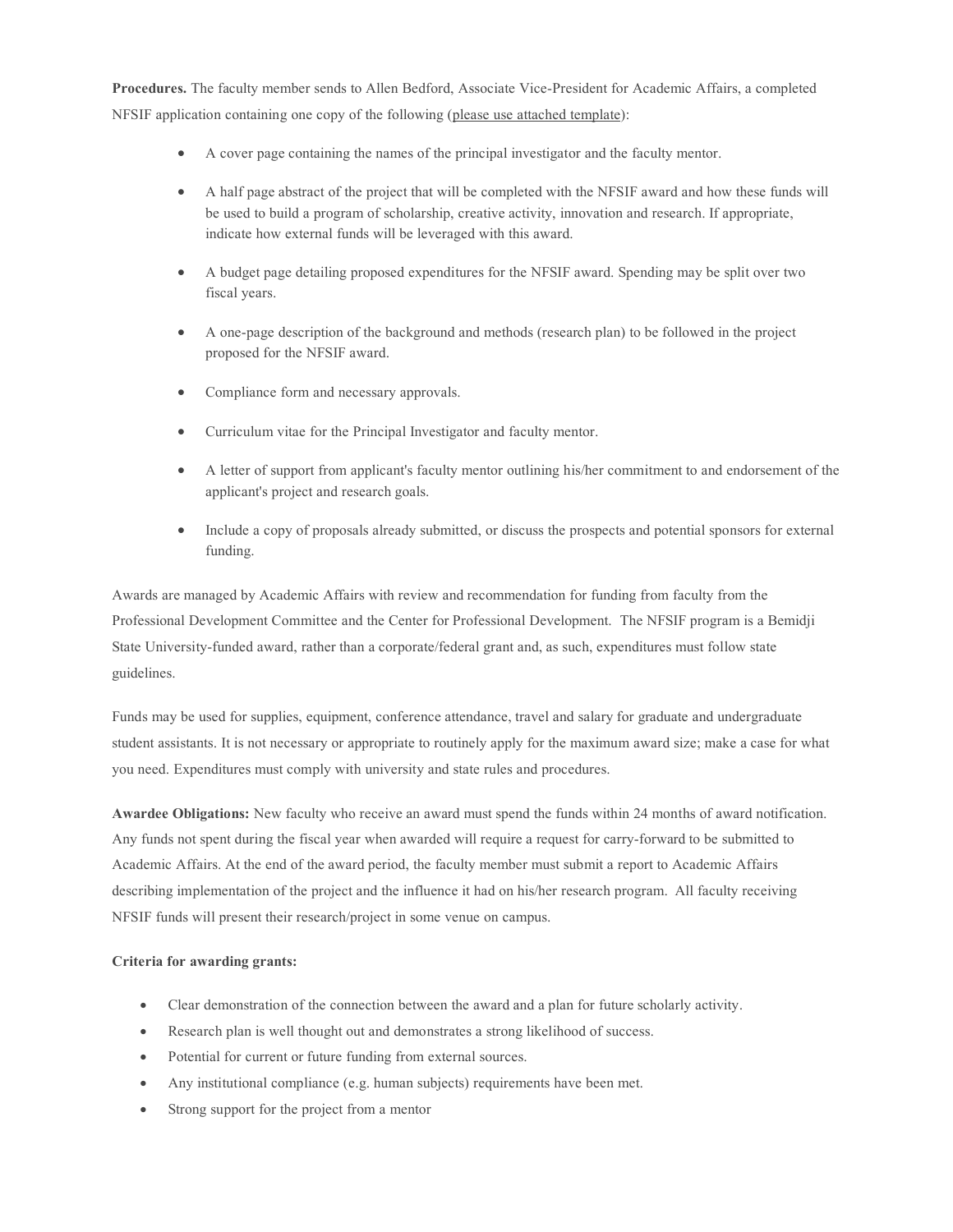**Procedures.** The faculty member sends to Allen Bedford, Associate Vice-President for Academic Affairs, a completed NFSIF application containing one copy of the following (please use attached template):

- A cover page containing the names of the principal investigator and the faculty mentor.
- A half page abstract of the project that will be completed with the NFSIF award and how these funds will be used to build a program of scholarship, creative activity, innovation and research. If appropriate, indicate how external funds will be leveraged with this award.
- A budget page detailing proposed expenditures for the NFSIF award. Spending may be split over two fiscal years.
- A one-page description of the background and methods (research plan) to be followed in the project proposed for the NFSIF award.
- Compliance form and necessary approvals.
- Curriculum vitae for the Principal Investigator and faculty mentor.
- A letter of support from applicant's faculty mentor outlining his/her commitment to and endorsement of the applicant's project and research goals.
- Include a copy of proposals already submitted, or discuss the prospects and potential sponsors for external funding.

Awards are managed by Academic Affairs with review and recommendation for funding from faculty from the Professional Development Committee and the Center for Professional Development. The NFSIF program is a Bemidji State University-funded award, rather than a corporate/federal grant and, as such, expenditures must follow state guidelines.

Funds may be used for supplies, equipment, conference attendance, travel and salary for graduate and undergraduate student assistants. It is not necessary or appropriate to routinely apply for the maximum award size; make a case for what you need. Expenditures must comply with university and state rules and procedures.

**Awardee Obligations:** New faculty who receive an award must spend the funds within 24 months of award notification. Any funds not spent during the fiscal year when awarded will require a request for carry-forward to be submitted to Academic Affairs. At the end of the award period, the faculty member must submit a report to Academic Affairs describing implementation of the project and the influence it had on his/her research program. All faculty receiving NFSIF funds will present their research/project in some venue on campus.

**Criteria for awarding grants:**

- Clear demonstration of the connection between the award and a plan for future scholarly activity.
- Research plan is well thought out and demonstrates a strong likelihood of success.
- Potential for current or future funding from external sources.
- Any institutional compliance (e.g. human subjects) requirements have been met.
- Strong support for the project from a mentor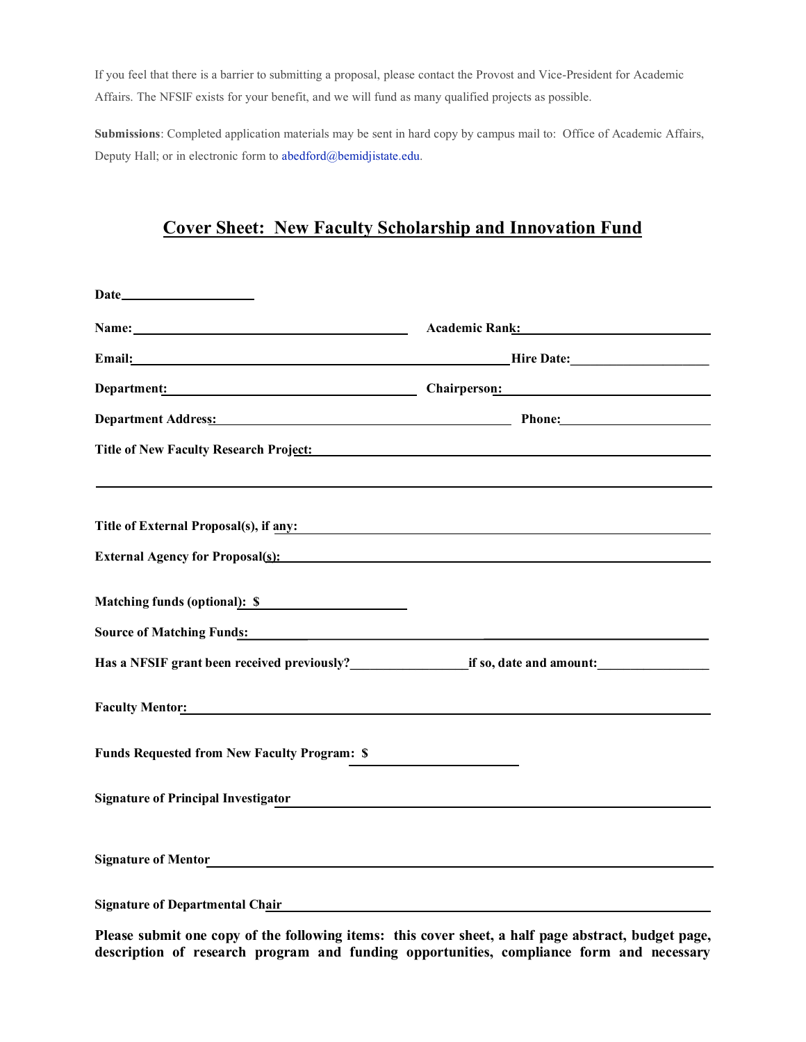If you feel that there is a barrier to submitting a proposal, please contact the Provost and Vice-President for Academic Affairs. The NFSIF exists for your benefit, and we will fund as many qualified projects as possible.

**Submissions**: Completed application materials may be sent in hard copy by campus mail to: Office of Academic Affairs, Deputy Hall; or in electronic form to abedford@bemidjistate.edu.

## Cover Sheet: New Faculty Scholarship and Innovation Fund

**Date**____________________

**Name:** ______________________________ **Academic Rank:** ______________________________

**Email:** ______________________________ **Hire Date:** ____________________

**Department:** ______________________________ **Chairperson:** ______________________________

**Department Address:** ______________________________ **Phone:** ____________________

**Title of New Faculty Research Project:** ______________________________

______________________________________________________________________

**Title of External Proposal(s), if any:** ______________________________

**External Agency for Proposal(s):** ______________________________

**Matching funds (optional): $** ____________________

**Source of Matching Funds:** ______________________________

**Has a NFSIF grant been received previously?**________________**if so, date and amount:**________________

**Faculty Mentor:** ______________________________

**Funds Requested from New Faculty Program: $** ____________________

**Signature of Principal Investigator** ______________________________

**Signature of Mentor** ______________________________

**Signature of Departmental Chair** ______________________________

**Please submit one copy of the following items: this cover sheet, a half page abstract, budget page, description of research program and funding opportunities, compliance form and necessary**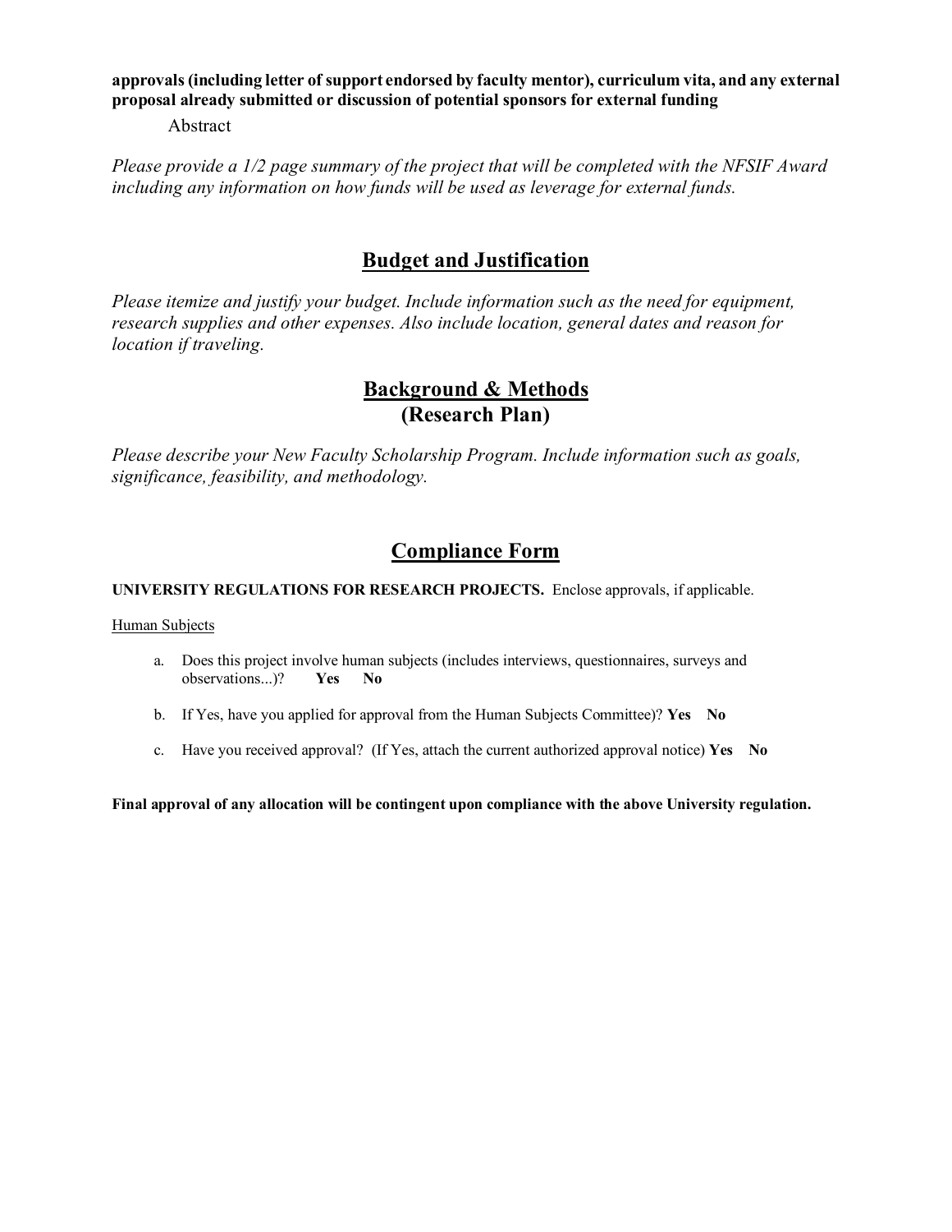**approvals (including letter of support endorsed by faculty mentor), curriculum vita, and any external proposal already submitted or discussion of potential sponsors for external funding**

Abstract

*Please provide a 1/2 page summary of the project that will be completed with the NFSIF Award including any information on how funds will be used as leverage for external funds.*

## Budget and Justification

*Please itemize and justify your budget. Include information such as the need for equipment, research supplies and other expenses. Also include location, general dates and reason for location if traveling.*

## Background & Methods (Research Plan)

*Please describe your New Faculty Scholarship Program. Include information such as goals, significance, feasibility, and methodology.*

## Compliance Form

**UNIVERSITY REGULATIONS FOR RESEARCH PROJECTS.** Enclose approvals, if applicable.

Human Subjects

a. Does this project involve human subjects (includes interviews, questionnaires, surveys and observations...)? **Yes No**

b. If Yes, have you applied for approval from the Human Subjects Committee)? **Yes No**

c. Have you received approval? (If Yes, attach the current authorized approval notice) **Yes No**

**Final approval of any allocation will be contingent upon compliance with the above University regulation.**